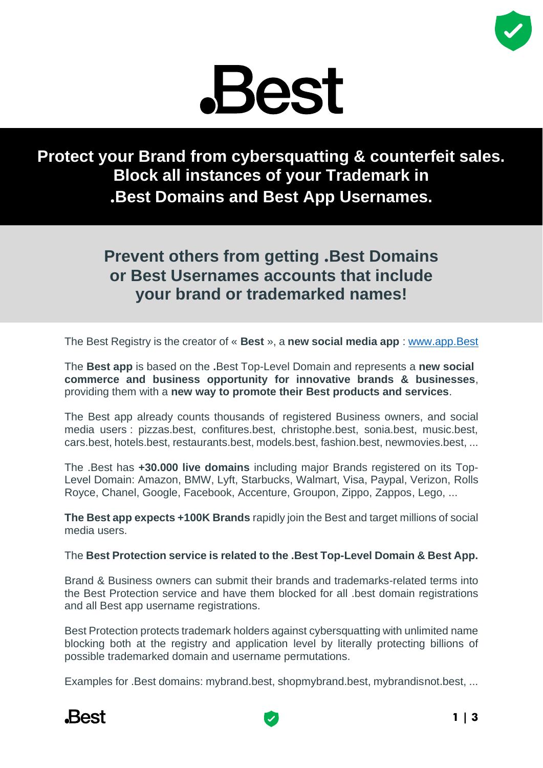# .Best

## Protect your Brand from cybersquatting & counterfeit sales. Block all instances of your Trademark in .Best Domains and Best App Usernames.

### Prevent others from getting .Best Domains or Best Usernames accounts that include your brand or trademarked names!

The Best Registry is the creator of « **Best** », a **new social media app** : [www.app.Best](http://www.app.Best)

The **Best app** is based on the **.**Best Top-Level Domain and represents a **new social commerce and business opportunity for innovative brands & businesses**, providing them with a **new way to promote their Best products and services**.

The Best app already counts thousands of registered Business owners, and social media users : pizzas.best, confitures.best, christophe.best, sonia.best, music.best, cars.best, hotels.best, restaurants.best, models.best, fashion.best, newmovies.best, ...

The .Best has **+30.000 live domains** including major Brands registered on its Top-Level Domain: Amazon, BMW, Lyft, Starbucks, Walmart, Visa, Paypal, Verizon, Rolls Royce, Chanel, Google, Facebook, Accenture, Groupon, Zippo, Zappos, Lego, ...

**The Best app expects +100K Brands** rapidly join the Best and target millions of social media users.

The **Best Protection service is related to the .Best Top-Level Domain & Best App.**

Brand & Business owners can submit their brands and trademarks-related terms into the Best Protection service and have them blocked for all .best domain registrations and all Best app username registrations.

Best Protection protects trademark holders against cybersquatting with unlimited name blocking both at the registry and application level by literally protecting billions of possible trademarked domain and username permutations.

Examples for .Best domains: mybrand.best, shopmybrand.best, mybrandisnot.best, ...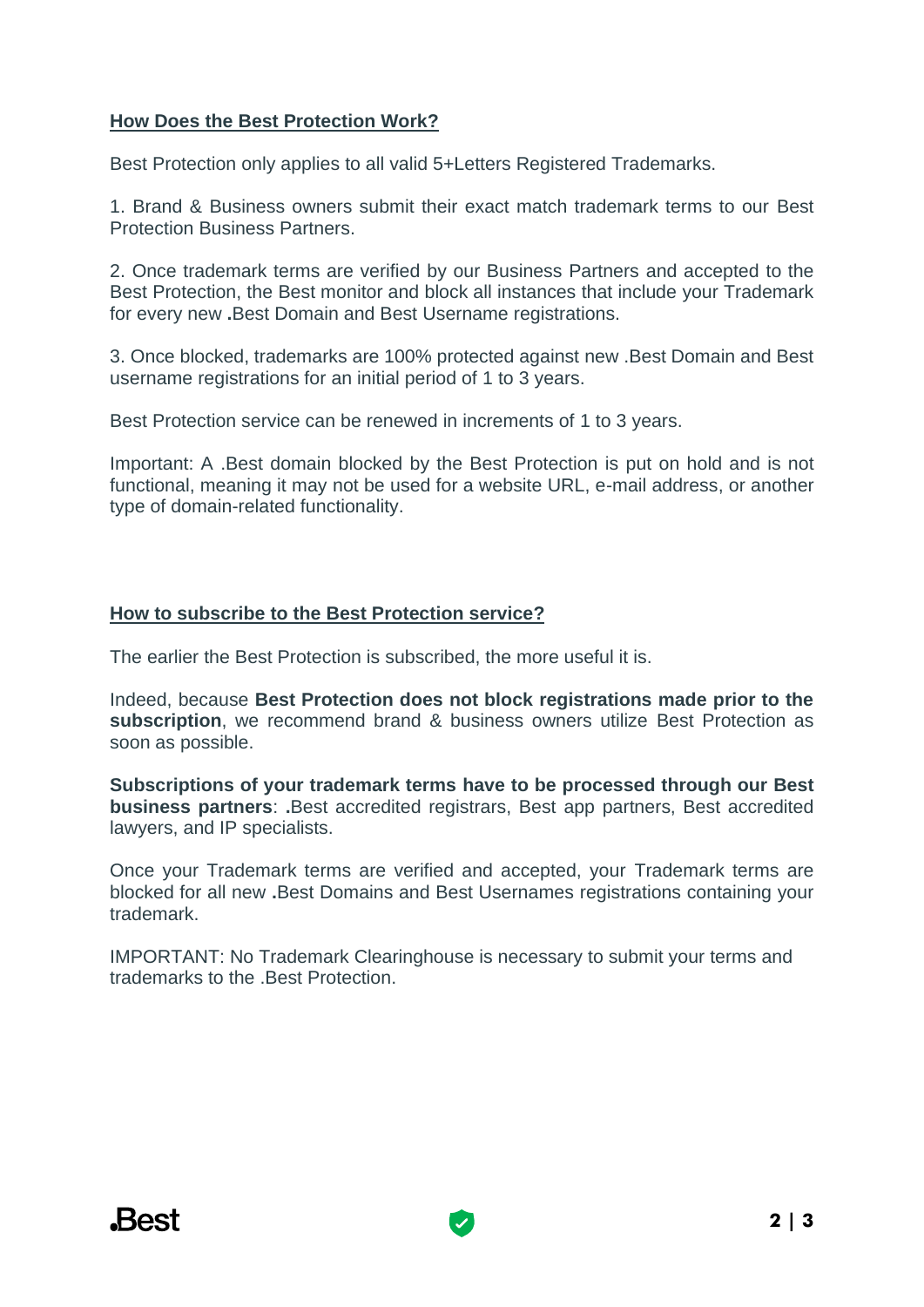## How Does the Best Protection Work?

Best Protection only applies to all valid 5+Letters Registered Trademarks.

1. Brand & Business owners submit their exact match trademark terms to our Best Protection Business Partners.

2. Once trademark terms are verified by our Business Partners and accepted to the Best Protection, the Best monitor and block all instances that include your Trademark for every new **.**Best Domain and Best Username registrations.

3. Once blocked, trademarks are 100% protected against new .Best Domain and Best username registrations for an initial period of 1 to 3 years.

Best Protection service can be renewed in increments of 1 to 3 years.

Important: A .Best domain blocked by the Best Protection is put on hold and is not functional, meaning it may not be used for a website URL, e-mail address, or another type of domain-related functionality.

## How to subscribe to the Best Protection service?

The earlier the Best Protection is subscribed, the more useful it is.

Indeed, because **Best Protection does not block registrations made prior to the subscription**, we recommend brand & business owners utilize Best Protection as soon as possible.

**Subscriptions of your trademark terms have to be processed through our Best business partners**: **.**Best accredited registrars, Best app partners, Best accredited lawyers, and IP specialists.

Once your Trademark terms are verified and accepted, your Trademark terms are blocked for all new **.**Best Domains and Best Usernames registrations containing your trademark.

IMPORTANT: No Trademark Clearinghouse is necessary to submit your terms and trademarks to the .Best Protection.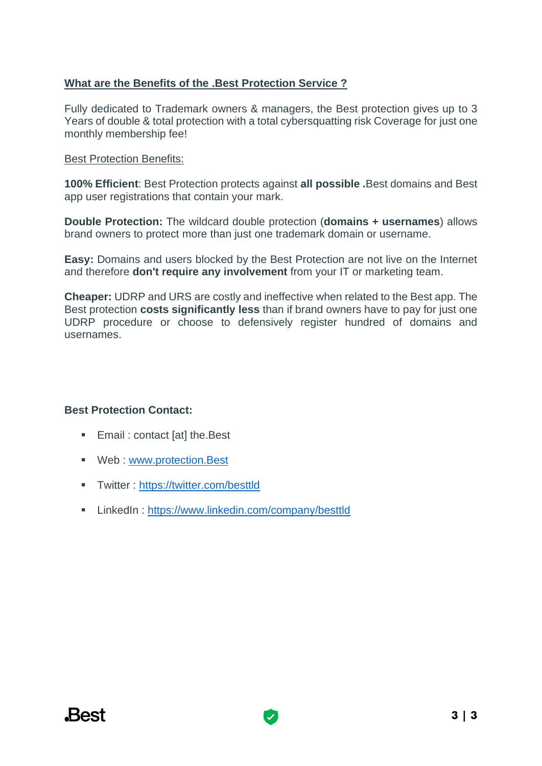## What are the Benefits of the .Best Protection Service ?

Fully dedicated to Trademark owners & managers, the Best protection gives up to 3 Years of double & total protection with a total cybersquatting risk Coverage for just one monthly membership fee!

Best Protection Benefits:

**100% Efficient**: Best Protection protects against **all possible .**Best domains and Best app user registrations that contain your mark.

**Double Protection:** The wildcard double protection (**domains + usernames**) allows brand owners to protect more than just one trademark domain or username.

**Easy:** Domains and users blocked by the Best Protection are not live on the Internet and therefore **don't require any involvement** from your IT or marketing team.

**Cheaper:** UDRP and URS are costly and ineffective when related to the Best app. The Best protection **costs significantly less** than if brand owners have to pay for just one UDRP procedure or choose to defensively register hundred of domains and usernames.

**Best Protection Contact:**

- Email : contact [at] the.Best
- Web : www.protection.Best
- Twitter : https://twitter.com/besttld
- LinkedIn : https://www.linkedin.com/company/besttld